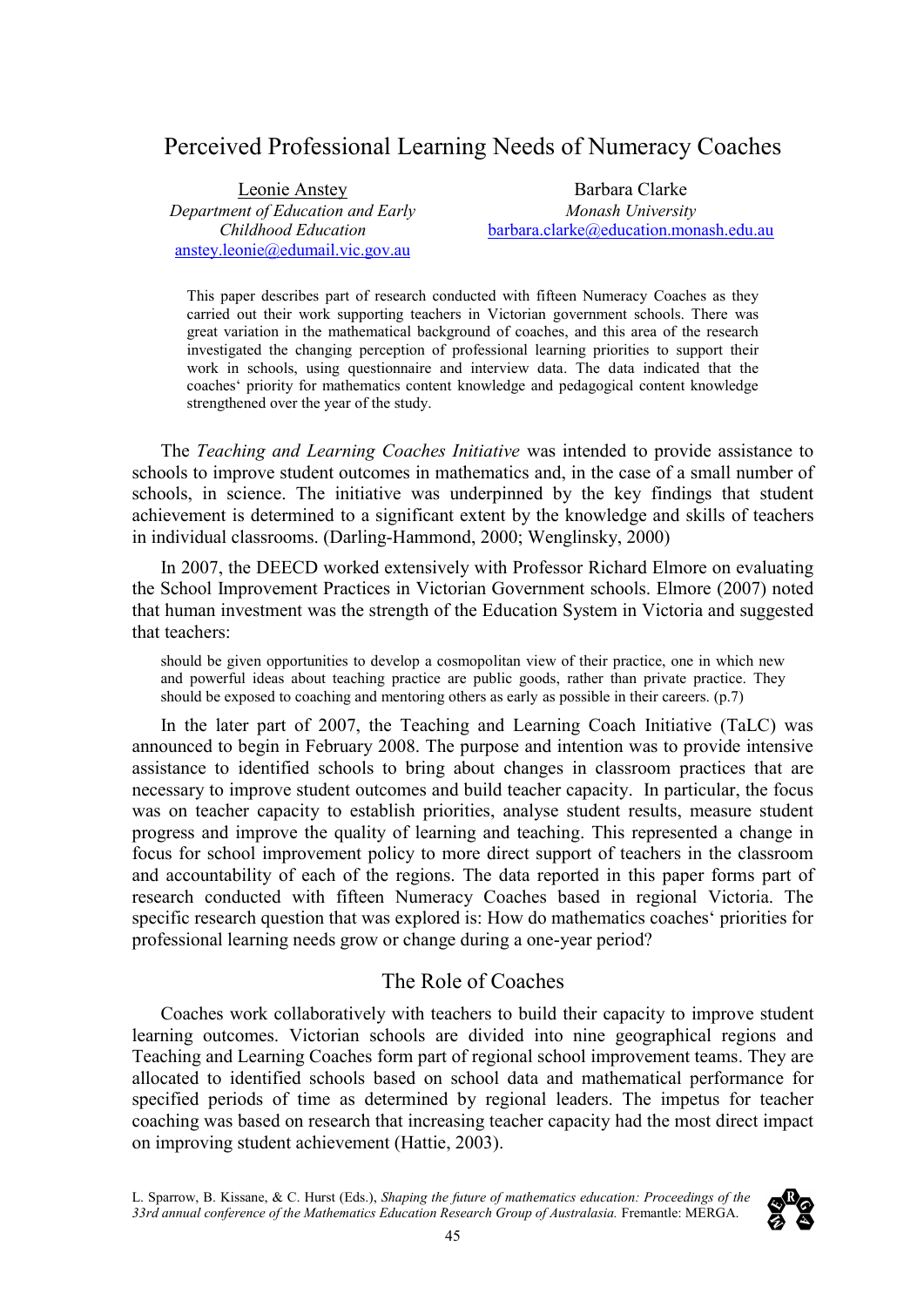# Perceived Professional Learning Needs of Numeracy Coaches

Leonie Anstey
*Department of Education and Early Childhood Education*
anstey.leonie@edumail.vic.gov.au

Barbara Clarke
*Monash University*
barbara.clarke@education.monash.edu.au

This paper describes part of research conducted with fifteen Numeracy Coaches as they carried out their work supporting teachers in Victorian government schools. There was great variation in the mathematical background of coaches, and this area of the research investigated the changing perception of professional learning priorities to support their work in schools, using questionnaire and interview data. The data indicated that the coaches' priority for mathematics content knowledge and pedagogical content knowledge strengthened over the year of the study.

The *Teaching and Learning Coaches Initiative* was intended to provide assistance to schools to improve student outcomes in mathematics and, in the case of a small number of schools, in science. The initiative was underpinned by the key findings that student achievement is determined to a significant extent by the knowledge and skills of teachers in individual classrooms. (Darling-Hammond, 2000; Wenglinsky, 2000)

In 2007, the DEECD worked extensively with Professor Richard Elmore on evaluating the School Improvement Practices in Victorian Government schools. Elmore (2007) noted that human investment was the strength of the Education System in Victoria and suggested that teachers:

> should be given opportunities to develop a cosmopolitan view of their practice, one in which new and powerful ideas about teaching practice are public goods, rather than private practice. They should be exposed to coaching and mentoring others as early as possible in their careers. (p.7)

In the later part of 2007, the Teaching and Learning Coach Initiative (TaLC) was announced to begin in February 2008. The purpose and intention was to provide intensive assistance to identified schools to bring about changes in classroom practices that are necessary to improve student outcomes and build teacher capacity. In particular, the focus was on teacher capacity to establish priorities, analyse student results, measure student progress and improve the quality of learning and teaching. This represented a change in focus for school improvement policy to more direct support of teachers in the classroom and accountability of each of the regions. The data reported in this paper forms part of research conducted with fifteen Numeracy Coaches based in regional Victoria. The specific research question that was explored is: How do mathematics coaches' priorities for professional learning needs grow or change during a one-year period?

## The Role of Coaches

Coaches work collaboratively with teachers to build their capacity to improve student learning outcomes. Victorian schools are divided into nine geographical regions and Teaching and Learning Coaches form part of regional school improvement teams. They are allocated to identified schools based on school data and mathematical performance for specified periods of time as determined by regional leaders. The impetus for teacher coaching was based on research that increasing teacher capacity had the most direct impact on improving student achievement (Hattie, 2003).

L. Sparrow, B. Kissane, & C. Hurst (Eds.), *Shaping the future of mathematics education: Proceedings of the 33rd annual conference of the Mathematics Education Research Group of Australasia.* Fremantle: MERGA.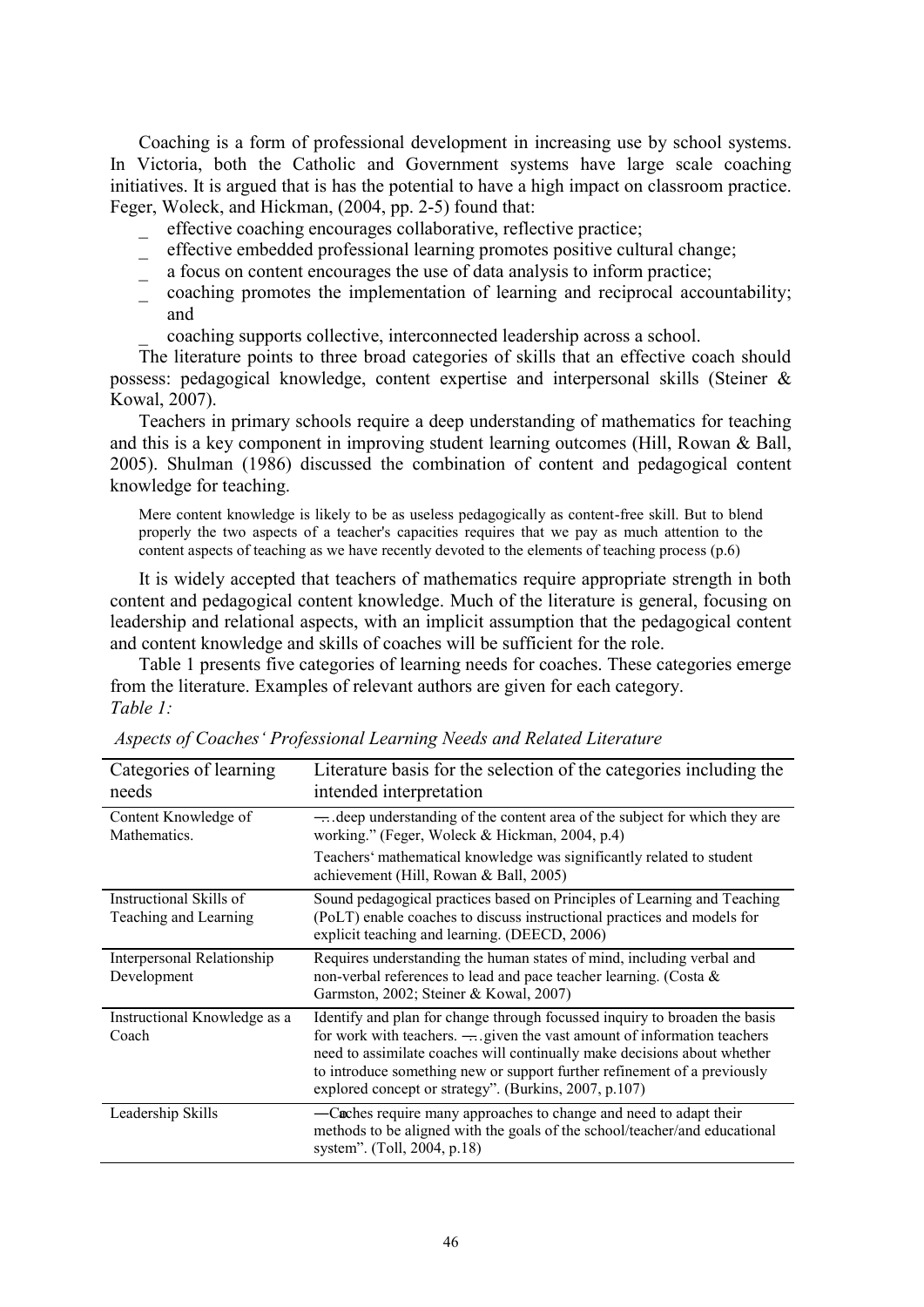Coaching is a form of professional development in increasing use by school systems. In Victoria, both the Catholic and Government systems have large scale coaching initiatives. It is argued that is has the potential to have a high impact on classroom practice. Feger, Woleck, and Hickman, (2004, pp. 2-5) found that:

- effective coaching encourages collaborative, reflective practice;
- effective embedded professional learning promotes positive cultural change;
- a focus on content encourages the use of data analysis to inform practice;
- coaching promotes the implementation of learning and reciprocal accountability; and
- coaching supports collective, interconnected leadership across a school.

The literature points to three broad categories of skills that an effective coach should possess: pedagogical knowledge, content expertise and interpersonal skills (Steiner & Kowal, 2007).

Teachers in primary schools require a deep understanding of mathematics for teaching and this is a key component in improving student learning outcomes (Hill, Rowan & Ball, 2005). Shulman (1986) discussed the combination of content and pedagogical content knowledge for teaching.

> Mere content knowledge is likely to be as useless pedagogically as content-free skill. But to blend properly the two aspects of a teacher's capacities requires that we pay as much attention to the content aspects of teaching as we have recently devoted to the elements of teaching process (p.6)

It is widely accepted that teachers of mathematics require appropriate strength in both content and pedagogical content knowledge. Much of the literature is general, focusing on leadership and relational aspects, with an implicit assumption that the pedagogical content and content knowledge and skills of coaches will be sufficient for the role.

Table 1 presents five categories of learning needs for coaches. These categories emerge from the literature. Examples of relevant authors are given for each category.

*Table 1:*

*Aspects of Coaches' Professional Learning Needs and Related Literature*

| Categories of learning needs | Literature basis for the selection of the categories including the intended interpretation |
|---|---|
| Content Knowledge of Mathematics. | ―…deep understanding of the content area of the subject for which they are working." (Feger, Woleck & Hickman, 2004, p.4)<br>Teachers' mathematical knowledge was significantly related to student achievement (Hill, Rowan & Ball, 2005) |
| Instructional Skills of Teaching and Learning | Sound pedagogical practices based on Principles of Learning and Teaching (PoLT) enable coaches to discuss instructional practices and models for explicit teaching and learning. (DEECD, 2006) |
| Interpersonal Relationship Development | Requires understanding the human states of mind, including verbal and non-verbal references to lead and pace teacher learning. (Costa & Garmston, 2002; Steiner & Kowal, 2007) |
| Instructional Knowledge as a Coach | Identify and plan for change through focussed inquiry to broaden the basis for work with teachers. ―…given the vast amount of information teachers need to assimilate coaches will continually make decisions about whether to introduce something new or support further refinement of a previously explored concept or strategy". (Burkins, 2007, p.107) |
| Leadership Skills | ―Coaches require many approaches to change and need to adapt their methods to be aligned with the goals of the school/teacher/and educational system". (Toll, 2004, p.18) |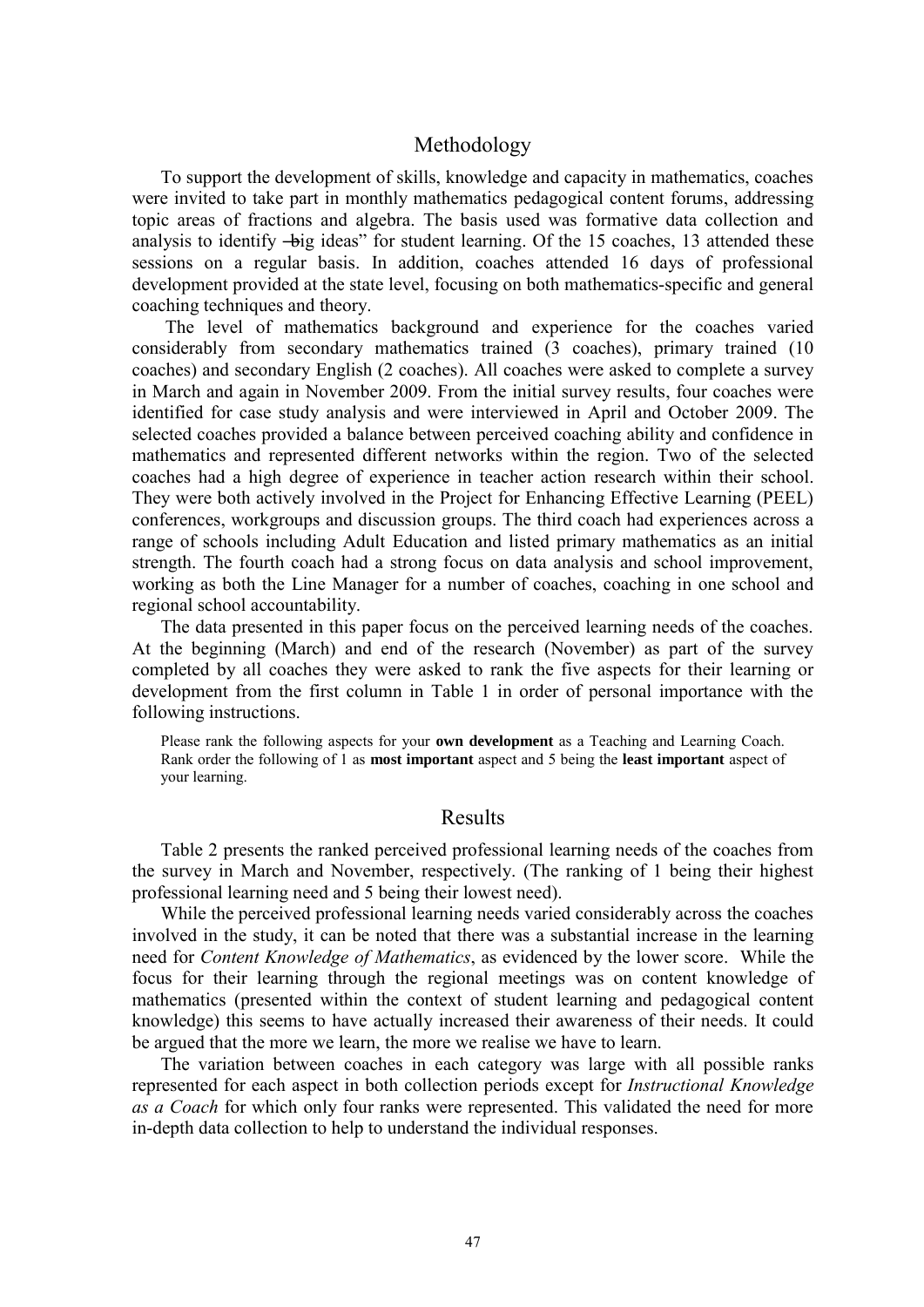## Methodology

To support the development of skills, knowledge and capacity in mathematics, coaches were invited to take part in monthly mathematics pedagogical content forums, addressing topic areas of fractions and algebra. The basis used was formative data collection and analysis to identify ―big ideas" for student learning. Of the 15 coaches, 13 attended these sessions on a regular basis. In addition, coaches attended 16 days of professional development provided at the state level, focusing on both mathematics-specific and general coaching techniques and theory.

The level of mathematics background and experience for the coaches varied considerably from secondary mathematics trained (3 coaches), primary trained (10 coaches) and secondary English (2 coaches). All coaches were asked to complete a survey in March and again in November 2009. From the initial survey results, four coaches were identified for case study analysis and were interviewed in April and October 2009. The selected coaches provided a balance between perceived coaching ability and confidence in mathematics and represented different networks within the region. Two of the selected coaches had a high degree of experience in teacher action research within their school. They were both actively involved in the Project for Enhancing Effective Learning (PEEL) conferences, workgroups and discussion groups. The third coach had experiences across a range of schools including Adult Education and listed primary mathematics as an initial strength. The fourth coach had a strong focus on data analysis and school improvement, working as both the Line Manager for a number of coaches, coaching in one school and regional school accountability.

The data presented in this paper focus on the perceived learning needs of the coaches. At the beginning (March) and end of the research (November) as part of the survey completed by all coaches they were asked to rank the five aspects for their learning or development from the first column in Table 1 in order of personal importance with the following instructions.

> Please rank the following aspects for your **own development** as a Teaching and Learning Coach. Rank order the following of 1 as **most important** aspect and 5 being the **least important** aspect of your learning.

## Results

Table 2 presents the ranked perceived professional learning needs of the coaches from the survey in March and November, respectively. (The ranking of 1 being their highest professional learning need and 5 being their lowest need).

While the perceived professional learning needs varied considerably across the coaches involved in the study, it can be noted that there was a substantial increase in the learning need for *Content Knowledge of Mathematics*, as evidenced by the lower score. While the focus for their learning through the regional meetings was on content knowledge of mathematics (presented within the context of student learning and pedagogical content knowledge) this seems to have actually increased their awareness of their needs. It could be argued that the more we learn, the more we realise we have to learn.

The variation between coaches in each category was large with all possible ranks represented for each aspect in both collection periods except for *Instructional Knowledge as a Coach* for which only four ranks were represented. This validated the need for more in-depth data collection to help to understand the individual responses.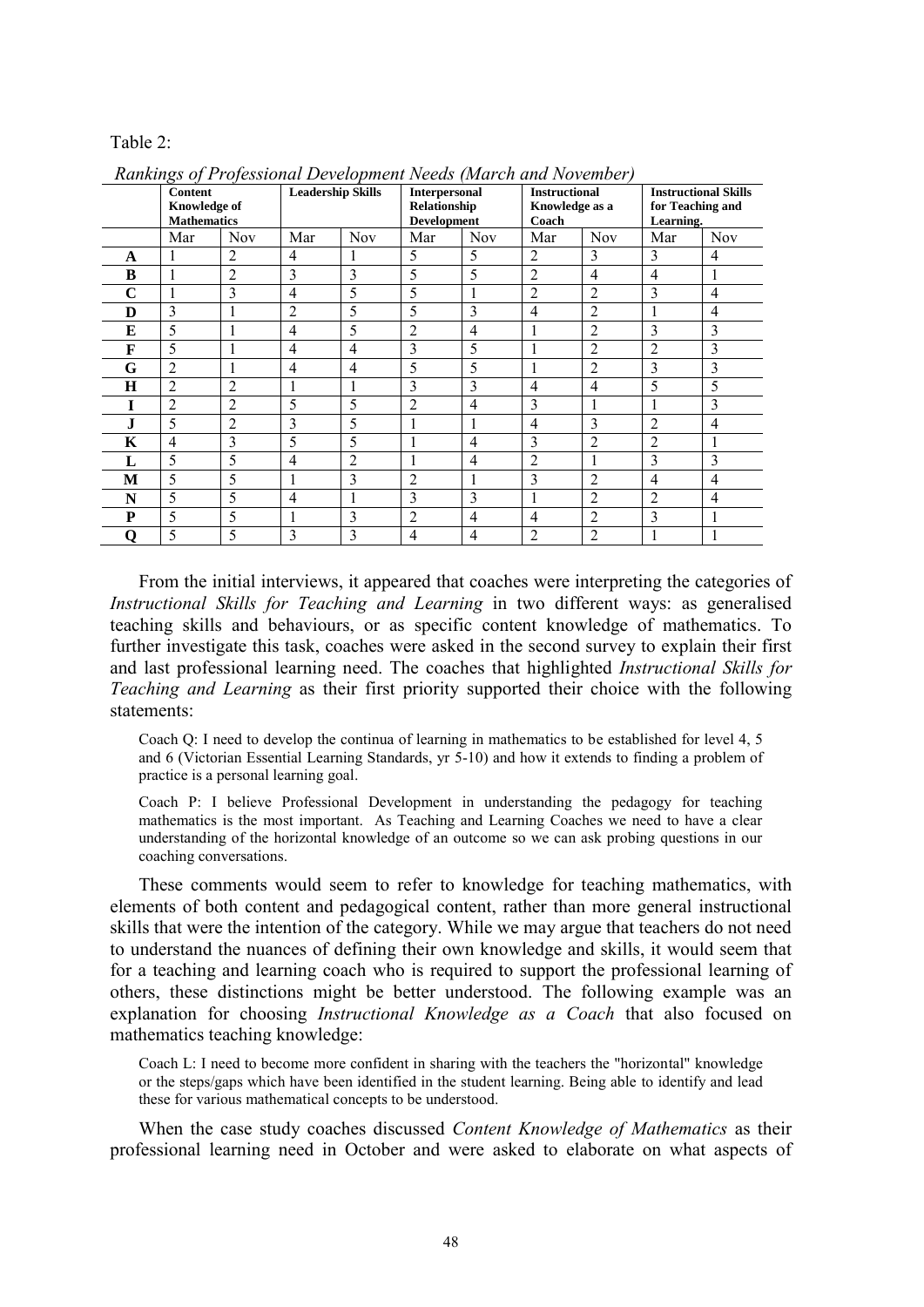Table 2:

*Rankings of Professional Development Needs (March and November)*

| | **Content Knowledge of Mathematics** | | **Leadership Skills** | | **Interpersonal Relationship Development** | | **Instructional Knowledge as a Coach** | | **Instructional Skills for Teaching and Learning.** | |
|---|---|---|---|---|---|---|---|---|---|---|
| | Mar | Nov | Mar | Nov | Mar | Nov | Mar | Nov | Mar | Nov |
| **A** | 1 | 2 | 4 | 1 | 5 | 5 | 2 | 3 | 3 | 4 |
| **B** | 1 | 2 | 3 | 3 | 5 | 5 | 2 | 4 | 4 | 1 |
| **C** | 1 | 3 | 4 | 5 | 5 | 1 | 2 | 2 | 3 | 4 |
| **D** | 3 | 1 | 2 | 5 | 5 | 3 | 4 | 2 | 1 | 4 |
| **E** | 5 | 1 | 4 | 5 | 2 | 4 | 1 | 2 | 3 | 3 |
| **F** | 5 | 1 | 4 | 4 | 3 | 5 | 1 | 2 | 2 | 3 |
| **G** | 2 | 1 | 4 | 4 | 5 | 5 | 1 | 2 | 3 | 3 |
| **H** | 2 | 2 | 1 | 1 | 3 | 3 | 4 | 4 | 5 | 5 |
| **I** | 2 | 2 | 5 | 5 | 2 | 4 | 3 | 1 | 1 | 3 |
| **J** | 5 | 2 | 3 | 5 | 1 | 1 | 4 | 3 | 2 | 4 |
| **K** | 4 | 3 | 5 | 5 | 1 | 4 | 3 | 2 | 2 | 1 |
| **L** | 5 | 5 | 4 | 2 | 1 | 4 | 2 | 1 | 3 | 3 |
| **M** | 5 | 5 | 1 | 3 | 2 | 1 | 3 | 2 | 4 | 4 |
| **N** | 5 | 5 | 4 | 1 | 3 | 3 | 1 | 2 | 2 | 4 |
| **P** | 5 | 5 | 1 | 3 | 2 | 4 | 4 | 2 | 3 | 1 |
| **Q** | 5 | 5 | 3 | 3 | 4 | 4 | 2 | 2 | 1 | 1 |

From the initial interviews, it appeared that coaches were interpreting the categories of *Instructional Skills for Teaching and Learning* in two different ways: as generalised teaching skills and behaviours, or as specific content knowledge of mathematics. To further investigate this task, coaches were asked in the second survey to explain their first and last professional learning need. The coaches that highlighted *Instructional Skills for Teaching and Learning* as their first priority supported their choice with the following statements:

> Coach Q: I need to develop the continua of learning in mathematics to be established for level 4, 5 and 6 (Victorian Essential Learning Standards, yr 5-10) and how it extends to finding a problem of practice is a personal learning goal.

> Coach P: I believe Professional Development in understanding the pedagogy for teaching mathematics is the most important. As Teaching and Learning Coaches we need to have a clear understanding of the horizontal knowledge of an outcome so we can ask probing questions in our coaching conversations.

These comments would seem to refer to knowledge for teaching mathematics, with elements of both content and pedagogical content, rather than more general instructional skills that were the intention of the category. While we may argue that teachers do not need to understand the nuances of defining their own knowledge and skills, it would seem that for a teaching and learning coach who is required to support the professional learning of others, these distinctions might be better understood. The following example was an explanation for choosing *Instructional Knowledge as a Coach* that also focused on mathematics teaching knowledge:

> Coach L: I need to become more confident in sharing with the teachers the "horizontal" knowledge or the steps/gaps which have been identified in the student learning. Being able to identify and lead these for various mathematical concepts to be understood.

When the case study coaches discussed *Content Knowledge of Mathematics* as their professional learning need in October and were asked to elaborate on what aspects of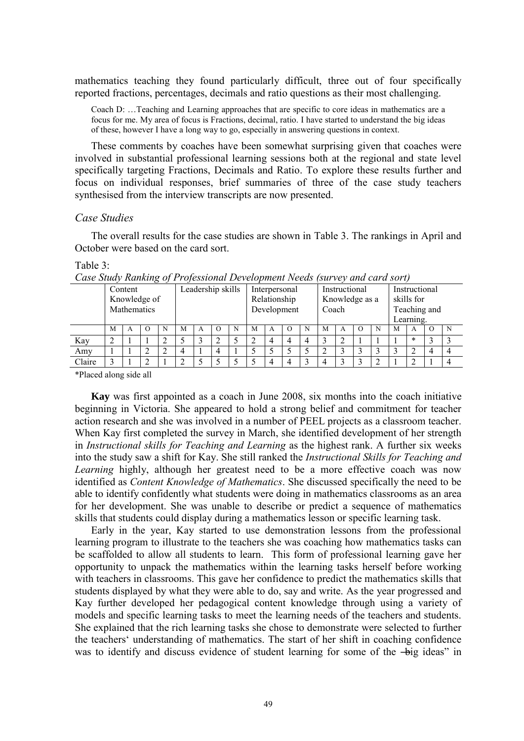mathematics teaching they found particularly difficult, three out of four specifically reported fractions, percentages, decimals and ratio questions as their most challenging.

> Coach D: …Teaching and Learning approaches that are specific to core ideas in mathematics are a focus for me. My area of focus is Fractions, decimal, ratio. I have started to understand the big ideas of these, however I have a long way to go, especially in answering questions in context.

These comments by coaches have been somewhat surprising given that coaches were involved in substantial professional learning sessions both at the regional and state level specifically targeting Fractions, Decimals and Ratio. To explore these results further and focus on individual responses, brief summaries of three of the case study teachers synthesised from the interview transcripts are now presented.

### *Case Studies*

The overall results for the case studies are shown in Table 3. The rankings in April and October were based on the card sort.

Table 3:
*Case Study Ranking of Professional Development Needs (survey and card sort)*

| | Content Knowledge of Mathematics | | | | Leadership skills | | | | Interpersonal Relationship Development | | | | Instructional Knowledge as a Coach | | | | Instructional skills for Teaching and Learning. | | | |
|---|---|---|---|---|---|---|---|---|---|---|---|---|---|---|---|---|---|---|---|---|
| | M | A | O | N | M | A | O | N | M | A | O | N | M | A | O | N | M | A | O | N |
| Kay | 2 | 1 | 1 | 2 | 5 | 3 | 2 | 5 | 2 | 4 | 4 | 4 | 3 | 2 | 1 | 1 | 1 | * | 3 | 3 |
| Amy | 1 | 1 | 2 | 2 | 4 | 1 | 4 | 1 | 5 | 5 | 5 | 5 | 2 | 3 | 3 | 3 | 3 | 2 | 4 | 4 |
| Claire | 3 | 1 | 2 | 1 | 2 | 5 | 5 | 5 | 5 | 4 | 4 | 3 | 4 | 3 | 3 | 2 | 1 | 2 | 1 | 4 |

*Placed along side all

**Kay** was first appointed as a coach in June 2008, six months into the coach initiative beginning in Victoria. She appeared to hold a strong belief and commitment for teacher action research and she was involved in a number of PEEL projects as a classroom teacher. When Kay first completed the survey in March, she identified development of her strength in *Instructional skills for Teaching and Learning* as the highest rank. A further six weeks into the study saw a shift for Kay. She still ranked the *Instructional Skills for Teaching and Learning* highly, although her greatest need to be a more effective coach was now identified as *Content Knowledge of Mathematics*. She discussed specifically the need to be able to identify confidently what students were doing in mathematics classrooms as an area for her development. She was unable to describe or predict a sequence of mathematics skills that students could display during a mathematics lesson or specific learning task.

Early in the year, Kay started to use demonstration lessons from the professional learning program to illustrate to the teachers she was coaching how mathematics tasks can be scaffolded to allow all students to learn. This form of professional learning gave her opportunity to unpack the mathematics within the learning tasks herself before working with teachers in classrooms. This gave her confidence to predict the mathematics skills that students displayed by what they were able to do, say and write. As the year progressed and Kay further developed her pedagogical content knowledge through using a variety of models and specific learning tasks to meet the learning needs of the teachers and students. She explained that the rich learning tasks she chose to demonstrate were selected to further the teachers' understanding of mathematics. The start of her shift in coaching confidence was to identify and discuss evidence of student learning for some of the ―big ideas" in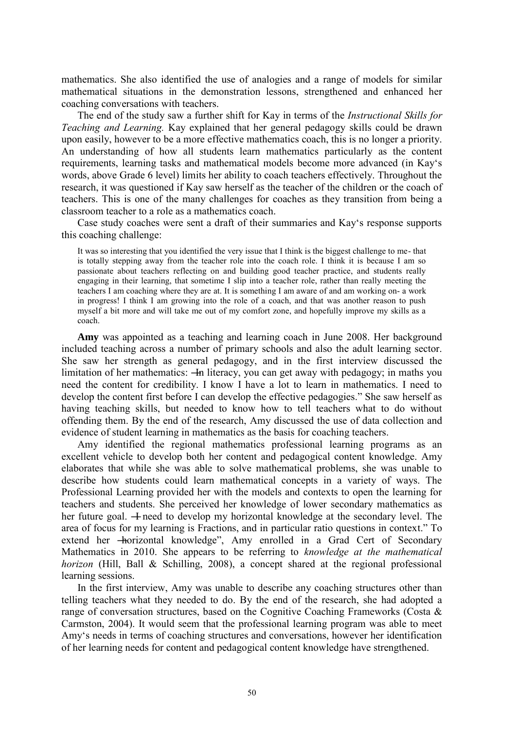mathematics. She also identified the use of analogies and a range of models for similar mathematical situations in the demonstration lessons, strengthened and enhanced her coaching conversations with teachers.

The end of the study saw a further shift for Kay in terms of the *Instructional Skills for Teaching and Learning.* Kay explained that her general pedagogy skills could be drawn upon easily, however to be a more effective mathematics coach, this is no longer a priority. An understanding of how all students learn mathematics particularly as the content requirements, learning tasks and mathematical models become more advanced (in Kay's words, above Grade 6 level) limits her ability to coach teachers effectively. Throughout the research, it was questioned if Kay saw herself as the teacher of the children or the coach of teachers. This is one of the many challenges for coaches as they transition from being a classroom teacher to a role as a mathematics coach.

Case study coaches were sent a draft of their summaries and Kay's response supports this coaching challenge:

> It was so interesting that you identified the very issue that I think is the biggest challenge to me- that is totally stepping away from the teacher role into the coach role. I think it is because I am so passionate about teachers reflecting on and building good teacher practice, and students really engaging in their learning, that sometime I slip into a teacher role, rather than really meeting the teachers I am coaching where they are at. It is something I am aware of and am working on- a work in progress! I think I am growing into the role of a coach, and that was another reason to push myself a bit more and will take me out of my comfort zone, and hopefully improve my skills as a coach.

**Amy** was appointed as a teaching and learning coach in June 2008. Her background included teaching across a number of primary schools and also the adult learning sector. She saw her strength as general pedagogy, and in the first interview discussed the limitation of her mathematics: ―In literacy, you can get away with pedagogy; in maths you need the content for credibility. I know I have a lot to learn in mathematics. I need to develop the content first before I can develop the effective pedagogies." She saw herself as having teaching skills, but needed to know how to tell teachers what to do without offending them. By the end of the research, Amy discussed the use of data collection and evidence of student learning in mathematics as the basis for coaching teachers.

Amy identified the regional mathematics professional learning programs as an excellent vehicle to develop both her content and pedagogical content knowledge. Amy elaborates that while she was able to solve mathematical problems, she was unable to describe how students could learn mathematical concepts in a variety of ways. The Professional Learning provided her with the models and contexts to open the learning for teachers and students. She perceived her knowledge of lower secondary mathematics as her future goal. ―I need to develop my horizontal knowledge at the secondary level. The area of focus for my learning is Fractions, and in particular ratio questions in context." To extend her ―horizontal knowledge", Amy enrolled in a Grad Cert of Secondary Mathematics in 2010. She appears to be referring to *knowledge at the mathematical horizon* (Hill, Ball & Schilling, 2008), a concept shared at the regional professional learning sessions.

In the first interview, Amy was unable to describe any coaching structures other than telling teachers what they needed to do. By the end of the research, she had adopted a range of conversation structures, based on the Cognitive Coaching Frameworks (Costa & Carmston, 2004). It would seem that the professional learning program was able to meet Amy's needs in terms of coaching structures and conversations, however her identification of her learning needs for content and pedagogical content knowledge have strengthened.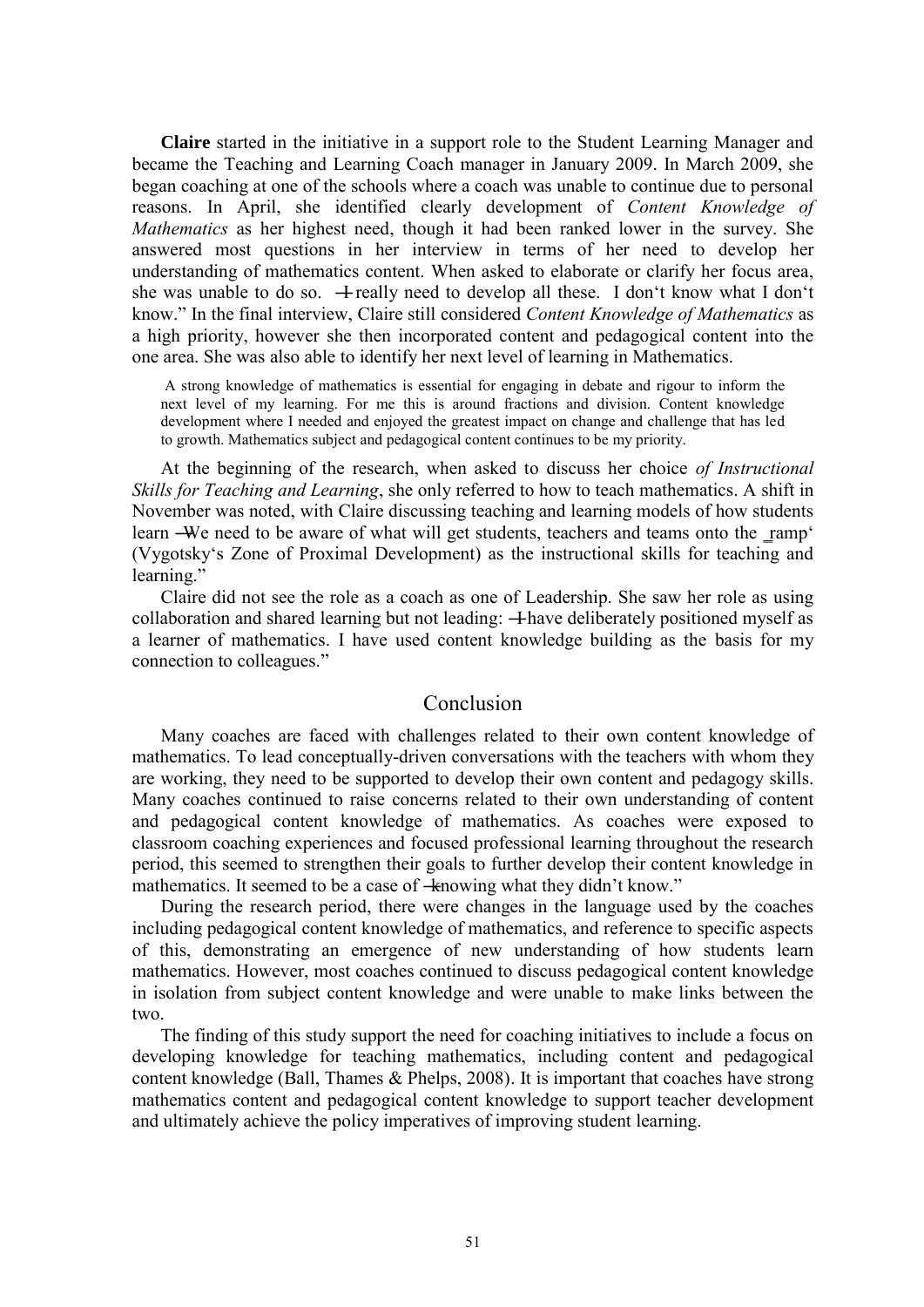**Claire** started in the initiative in a support role to the Student Learning Manager and became the Teaching and Learning Coach manager in January 2009. In March 2009, she began coaching at one of the schools where a coach was unable to continue due to personal reasons. In April, she identified clearly development of *Content Knowledge of Mathematics* as her highest need, though it had been ranked lower in the survey. She answered most questions in her interview in terms of her need to develop her understanding of mathematics content. When asked to elaborate or clarify her focus area, she was unable to do so. ―I really need to develop all these. I don't know what I don't know." In the final interview, Claire still considered *Content Knowledge of Mathematics* as a high priority, however she then incorporated content and pedagogical content into the one area. She was also able to identify her next level of learning in Mathematics.

> A strong knowledge of mathematics is essential for engaging in debate and rigour to inform the next level of my learning. For me this is around fractions and division. Content knowledge development where I needed and enjoyed the greatest impact on change and challenge that has led to growth. Mathematics subject and pedagogical content continues to be my priority.

At the beginning of the research, when asked to discuss her choice *of Instructional Skills for Teaching and Learning*, she only referred to how to teach mathematics. A shift in November was noted, with Claire discussing teaching and learning models of how students learn ―We need to be aware of what will get students, teachers and teams onto the ‗ramp' (Vygotsky's Zone of Proximal Development) as the instructional skills for teaching and learning."

Claire did not see the role as a coach as one of Leadership. She saw her role as using collaboration and shared learning but not leading: ―I have deliberately positioned myself as a learner of mathematics. I have used content knowledge building as the basis for my connection to colleagues."

## Conclusion

Many coaches are faced with challenges related to their own content knowledge of mathematics. To lead conceptually-driven conversations with the teachers with whom they are working, they need to be supported to develop their own content and pedagogy skills. Many coaches continued to raise concerns related to their own understanding of content and pedagogical content knowledge of mathematics. As coaches were exposed to classroom coaching experiences and focused professional learning throughout the research period, this seemed to strengthen their goals to further develop their content knowledge in mathematics. It seemed to be a case of ―knowing what they didn't know."

During the research period, there were changes in the language used by the coaches including pedagogical content knowledge of mathematics, and reference to specific aspects of this, demonstrating an emergence of new understanding of how students learn mathematics. However, most coaches continued to discuss pedagogical content knowledge in isolation from subject content knowledge and were unable to make links between the two.

The finding of this study support the need for coaching initiatives to include a focus on developing knowledge for teaching mathematics, including content and pedagogical content knowledge (Ball, Thames & Phelps, 2008). It is important that coaches have strong mathematics content and pedagogical content knowledge to support teacher development and ultimately achieve the policy imperatives of improving student learning.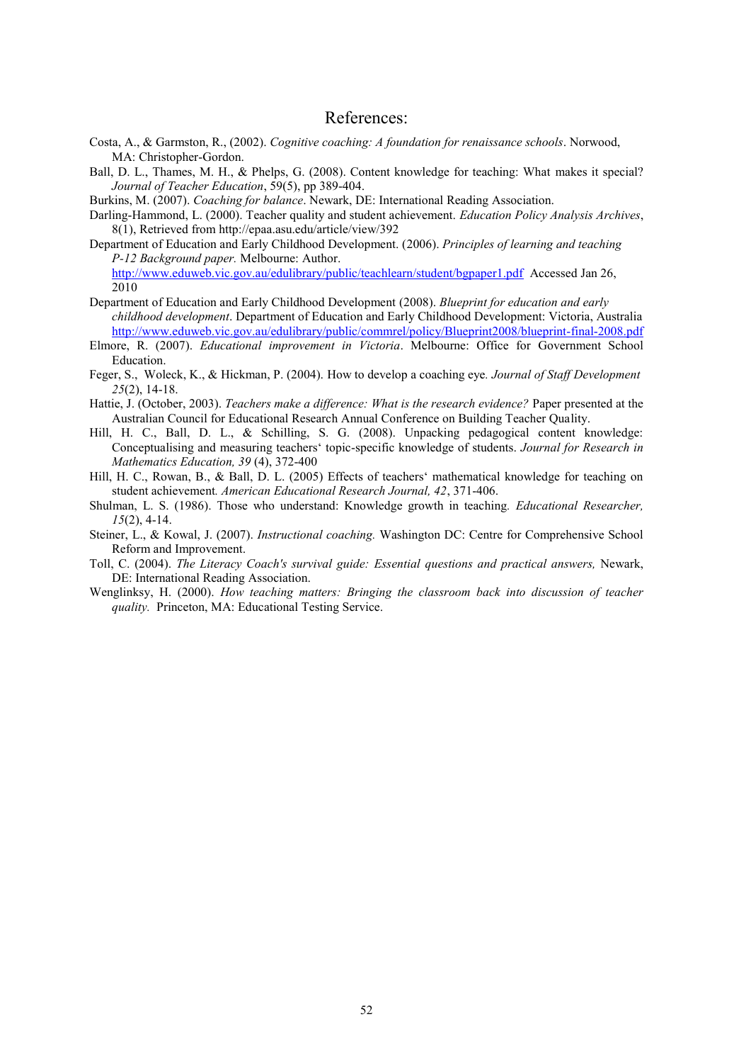# References:

Costa, A., & Garmston, R., (2002). *Cognitive coaching: A foundation for renaissance schools*. Norwood, MA: Christopher-Gordon.

Ball, D. L., Thames, M. H., & Phelps, G. (2008). Content knowledge for teaching: What makes it special? *Journal of Teacher Education*, 59(5), pp 389-404.

Burkins, M. (2007). *Coaching for balance*. Newark, DE: International Reading Association.

Darling-Hammond, L. (2000). Teacher quality and student achievement. *Education Policy Analysis Archives*, 8(1), Retrieved from http://epaa.asu.edu/article/view/392

Department of Education and Early Childhood Development. (2006). *Principles of learning and teaching P-12 Background paper.* Melbourne: Author. http://www.eduweb.vic.gov.au/edulibrary/public/teachlearn/student/bgpaper1.pdf Accessed Jan 26, 2010

Department of Education and Early Childhood Development (2008). *Blueprint for education and early childhood development*. Department of Education and Early Childhood Development: Victoria, Australia http://www.eduweb.vic.gov.au/edulibrary/public/commrel/policy/Blueprint2008/blueprint-final-2008.pdf

Elmore, R. (2007). *Educational improvement in Victoria*. Melbourne: Office for Government School Education.

Feger, S., Woleck, K., & Hickman, P. (2004). How to develop a coaching eye. *Journal of Staff Development 25*(2), 14-18.

Hattie, J. (October, 2003). *Teachers make a difference: What is the research evidence?* Paper presented at the Australian Council for Educational Research Annual Conference on Building Teacher Quality.

Hill, H. C., Ball, D. L., & Schilling, S. G. (2008). Unpacking pedagogical content knowledge: Conceptualising and measuring teachers' topic-specific knowledge of students. *Journal for Research in Mathematics Education, 39* (4), 372-400

Hill, H. C., Rowan, B., & Ball, D. L. (2005) Effects of teachers' mathematical knowledge for teaching on student achievement*. American Educational Research Journal, 42*, 371-406.

Shulman, L. S. (1986). Those who understand: Knowledge growth in teaching*. Educational Researcher, 15*(2), 4-14.

Steiner, L., & Kowal, J. (2007). *Instructional coaching.* Washington DC: Centre for Comprehensive School Reform and Improvement.

Toll, C. (2004). *The Literacy Coach's survival guide: Essential questions and practical answers,* Newark, DE: International Reading Association.

Wenglinksy, H. (2000). *How teaching matters: Bringing the classroom back into discussion of teacher quality.* Princeton, MA: Educational Testing Service.